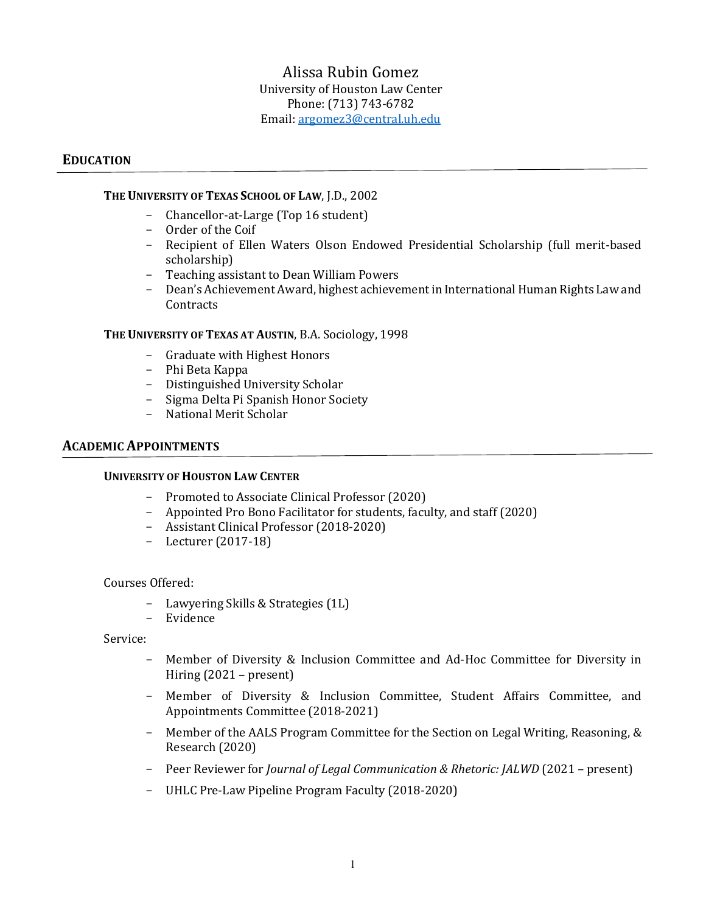# Alissa Rubin Gomez

University of Houston Law Center
Phone: (713) 743-6782
Email: argomez3@central.uh.edu

## EDUCATION

**THE UNIVERSITY OF TEXAS SCHOOL OF LAW**, J.D., 2002

- Chancellor-at-Large (Top 16 student)
- Order of the Coif
- Recipient of Ellen Waters Olson Endowed Presidential Scholarship (full merit-based scholarship)
- Teaching assistant to Dean William Powers
- Dean's Achievement Award, highest achievement in International Human Rights Law and Contracts

**THE UNIVERSITY OF TEXAS AT AUSTIN**, B.A. Sociology, 1998

- Graduate with Highest Honors
- Phi Beta Kappa
- Distinguished University Scholar
- Sigma Delta Pi Spanish Honor Society
- National Merit Scholar

## ACADEMIC APPOINTMENTS

**UNIVERSITY OF HOUSTON LAW CENTER**

- Promoted to Associate Clinical Professor (2020)
- Appointed Pro Bono Facilitator for students, faculty, and staff (2020)
- Assistant Clinical Professor (2018-2020)
- Lecturer (2017-18)

Courses Offered:

- Lawyering Skills & Strategies (1L)
- Evidence

Service:

- Member of Diversity & Inclusion Committee and Ad-Hoc Committee for Diversity in Hiring (2021 – present)
- Member of Diversity & Inclusion Committee, Student Affairs Committee, and Appointments Committee (2018-2021)
- Member of the AALS Program Committee for the Section on Legal Writing, Reasoning, & Research (2020)
- Peer Reviewer for *Journal of Legal Communication & Rhetoric: JALWD* (2021 – present)
- UHLC Pre-Law Pipeline Program Faculty (2018-2020)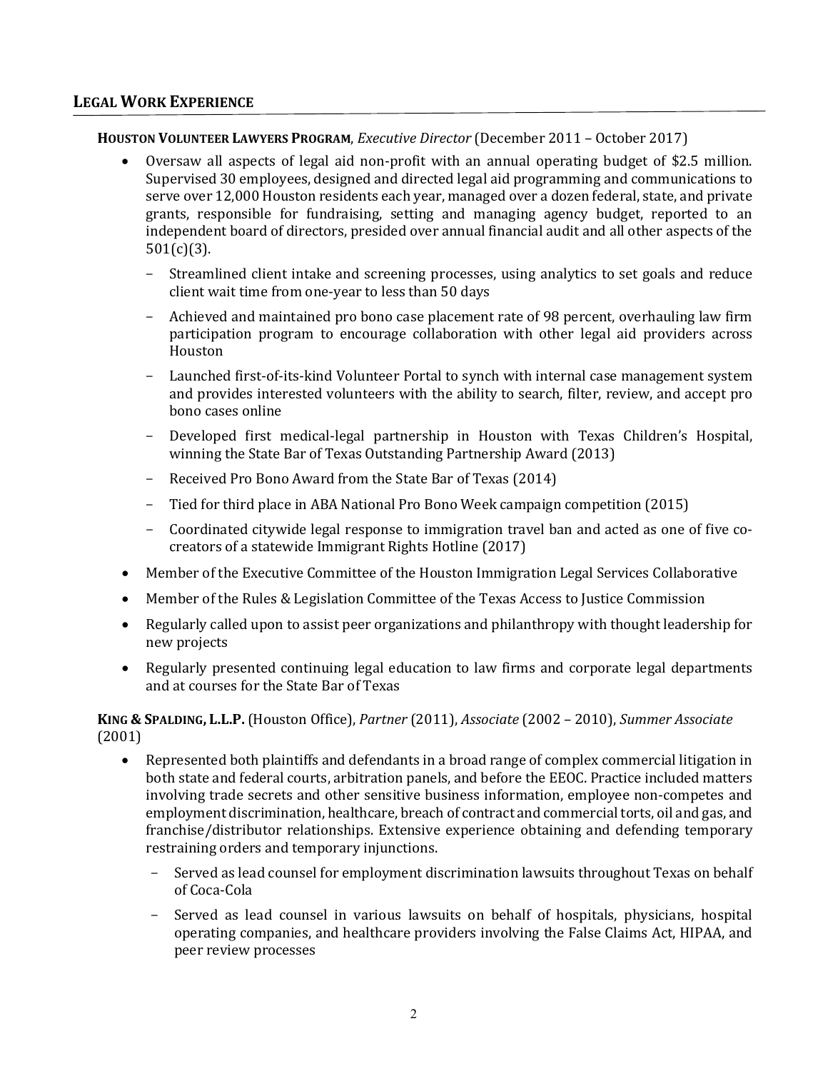## LEGAL WORK EXPERIENCE

**HOUSTON VOLUNTEER LAWYERS PROGRAM**, *Executive Director* (December 2011 – October 2017)

- Oversaw all aspects of legal aid non-profit with an annual operating budget of $2.5 million. Supervised 30 employees, designed and directed legal aid programming and communications to serve over 12,000 Houston residents each year, managed over a dozen federal, state, and private grants, responsible for fundraising, setting and managing agency budget, reported to an independent board of directors, presided over annual financial audit and all other aspects of the 501(c)(3).
  - Streamlined client intake and screening processes, using analytics to set goals and reduce client wait time from one-year to less than 50 days
  - Achieved and maintained pro bono case placement rate of 98 percent, overhauling law firm participation program to encourage collaboration with other legal aid providers across Houston
  - Launched first-of-its-kind Volunteer Portal to synch with internal case management system and provides interested volunteers with the ability to search, filter, review, and accept pro bono cases online
  - Developed first medical-legal partnership in Houston with Texas Children's Hospital, winning the State Bar of Texas Outstanding Partnership Award (2013)
  - Received Pro Bono Award from the State Bar of Texas (2014)
  - Tied for third place in ABA National Pro Bono Week campaign competition (2015)
  - Coordinated citywide legal response to immigration travel ban and acted as one of five co-creators of a statewide Immigrant Rights Hotline (2017)
- Member of the Executive Committee of the Houston Immigration Legal Services Collaborative
- Member of the Rules & Legislation Committee of the Texas Access to Justice Commission
- Regularly called upon to assist peer organizations and philanthropy with thought leadership for new projects
- Regularly presented continuing legal education to law firms and corporate legal departments and at courses for the State Bar of Texas

**KING & SPALDING, L.L.P.** (Houston Office), *Partner* (2011), *Associate* (2002 – 2010), *Summer Associate* (2001)

- Represented both plaintiffs and defendants in a broad range of complex commercial litigation in both state and federal courts, arbitration panels, and before the EEOC. Practice included matters involving trade secrets and other sensitive business information, employee non-competes and employment discrimination, healthcare, breach of contract and commercial torts, oil and gas, and franchise/distributor relationships. Extensive experience obtaining and defending temporary restraining orders and temporary injunctions.
  - Served as lead counsel for employment discrimination lawsuits throughout Texas on behalf of Coca-Cola
  - Served as lead counsel in various lawsuits on behalf of hospitals, physicians, hospital operating companies, and healthcare providers involving the False Claims Act, HIPAA, and peer review processes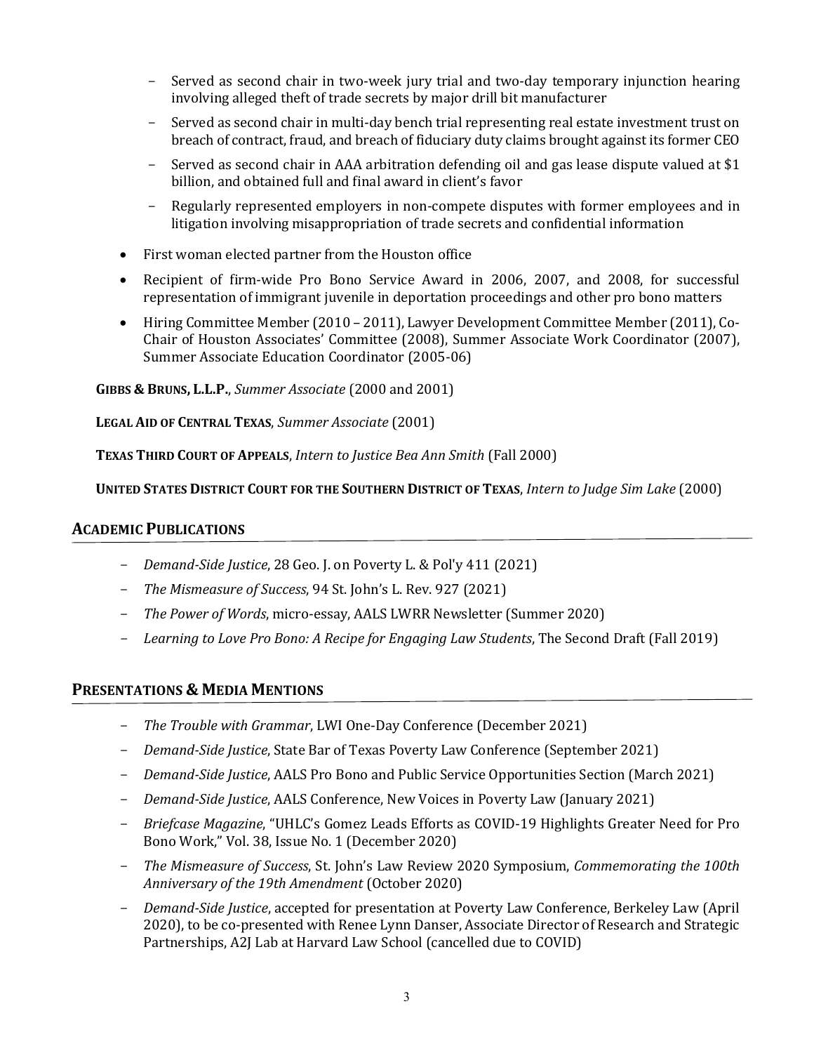- Served as second chair in two-week jury trial and two-day temporary injunction hearing involving alleged theft of trade secrets by major drill bit manufacturer
- Served as second chair in multi-day bench trial representing real estate investment trust on breach of contract, fraud, and breach of fiduciary duty claims brought against its former CEO
- Served as second chair in AAA arbitration defending oil and gas lease dispute valued at $1 billion, and obtained full and final award in client's favor
- Regularly represented employers in non-compete disputes with former employees and in litigation involving misappropriation of trade secrets and confidential information

- First woman elected partner from the Houston office
- Recipient of firm-wide Pro Bono Service Award in 2006, 2007, and 2008, for successful representation of immigrant juvenile in deportation proceedings and other pro bono matters
- Hiring Committee Member (2010 – 2011), Lawyer Development Committee Member (2011), Co-Chair of Houston Associates' Committee (2008), Summer Associate Work Coordinator (2007), Summer Associate Education Coordinator (2005-06)

**GIBBS & BRUNS, L.L.P.**, *Summer Associate* (2000 and 2001)

**LEGAL AID OF CENTRAL TEXAS**, *Summer Associate* (2001)

**TEXAS THIRD COURT OF APPEALS**, *Intern to Justice Bea Ann Smith* (Fall 2000)

**UNITED STATES DISTRICT COURT FOR THE SOUTHERN DISTRICT OF TEXAS**, *Intern to Judge Sim Lake* (2000)

## ACADEMIC PUBLICATIONS

- *Demand-Side Justice*, 28 Geo. J. on Poverty L. & Pol'y 411 (2021)
- *The Mismeasure of Success*, 94 St. John's L. Rev. 927 (2021)
- *The Power of Words*, micro-essay, AALS LWRR Newsletter (Summer 2020)
- *Learning to Love Pro Bono: A Recipe for Engaging Law Students*, The Second Draft (Fall 2019)

## PRESENTATIONS & MEDIA MENTIONS

- *The Trouble with Grammar*, LWI One-Day Conference (December 2021)
- *Demand-Side Justice*, State Bar of Texas Poverty Law Conference (September 2021)
- *Demand-Side Justice*, AALS Pro Bono and Public Service Opportunities Section (March 2021)
- *Demand-Side Justice*, AALS Conference, New Voices in Poverty Law (January 2021)
- *Briefcase Magazine*, "UHLC's Gomez Leads Efforts as COVID-19 Highlights Greater Need for Pro Bono Work," Vol. 38, Issue No. 1 (December 2020)
- *The Mismeasure of Success*, St. John's Law Review 2020 Symposium, *Commemorating the 100th Anniversary of the 19th Amendment* (October 2020)
- *Demand-Side Justice*, accepted for presentation at Poverty Law Conference, Berkeley Law (April 2020), to be co-presented with Renee Lynn Danser, Associate Director of Research and Strategic Partnerships, A2J Lab at Harvard Law School (cancelled due to COVID)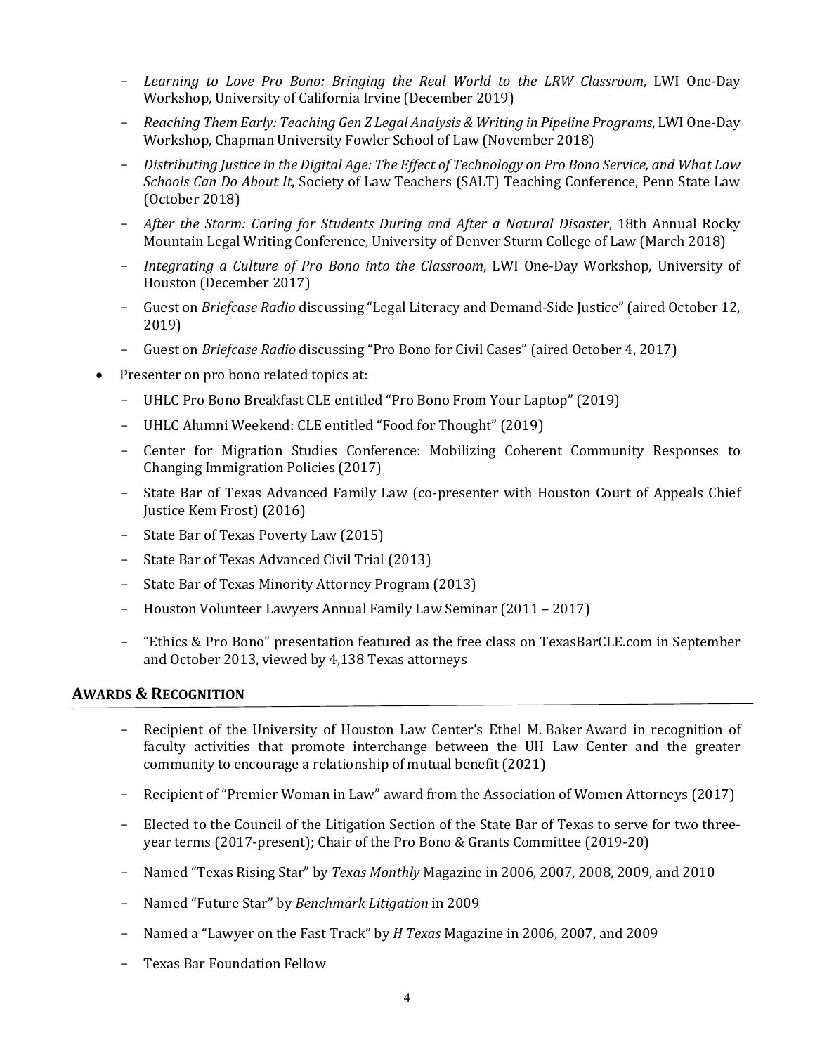- *Learning to Love Pro Bono: Bringing the Real World to the LRW Classroom*, LWI One-Day Workshop, University of California Irvine (December 2019)
- *Reaching Them Early: Teaching Gen Z Legal Analysis & Writing in Pipeline Programs*, LWI One-Day Workshop, Chapman University Fowler School of Law (November 2018)
- *Distributing Justice in the Digital Age: The Effect of Technology on Pro Bono Service, and What Law Schools Can Do About It*, Society of Law Teachers (SALT) Teaching Conference, Penn State Law (October 2018)
- *After the Storm: Caring for Students During and After a Natural Disaster*, 18th Annual Rocky Mountain Legal Writing Conference, University of Denver Sturm College of Law (March 2018)
- *Integrating a Culture of Pro Bono into the Classroom*, LWI One-Day Workshop, University of Houston (December 2017)
- Guest on *Briefcase Radio* discussing "Legal Literacy and Demand-Side Justice" (aired October 12, 2019)
- Guest on *Briefcase Radio* discussing "Pro Bono for Civil Cases" (aired October 4, 2017)

- Presenter on pro bono related topics at:
  - UHLC Pro Bono Breakfast CLE entitled "Pro Bono From Your Laptop" (2019)
  - UHLC Alumni Weekend: CLE entitled "Food for Thought" (2019)
  - Center for Migration Studies Conference: Mobilizing Coherent Community Responses to Changing Immigration Policies (2017)
  - State Bar of Texas Advanced Family Law (co-presenter with Houston Court of Appeals Chief Justice Kem Frost) (2016)
  - State Bar of Texas Poverty Law (2015)
  - State Bar of Texas Advanced Civil Trial (2013)
  - State Bar of Texas Minority Attorney Program (2013)
  - Houston Volunteer Lawyers Annual Family Law Seminar (2011 – 2017)
  - "Ethics & Pro Bono" presentation featured as the free class on TexasBarCLE.com in September and October 2013, viewed by 4,138 Texas attorneys

## AWARDS & RECOGNITION

- Recipient of the University of Houston Law Center's Ethel M. Baker Award in recognition of faculty activities that promote interchange between the UH Law Center and the greater community to encourage a relationship of mutual benefit (2021)
- Recipient of "Premier Woman in Law" award from the Association of Women Attorneys (2017)
- Elected to the Council of the Litigation Section of the State Bar of Texas to serve for two three-year terms (2017-present); Chair of the Pro Bono & Grants Committee (2019-20)
- Named "Texas Rising Star" by *Texas Monthly* Magazine in 2006, 2007, 2008, 2009, and 2010
- Named "Future Star" by *Benchmark Litigation* in 2009
- Named a "Lawyer on the Fast Track" by *H Texas* Magazine in 2006, 2007, and 2009
- Texas Bar Foundation Fellow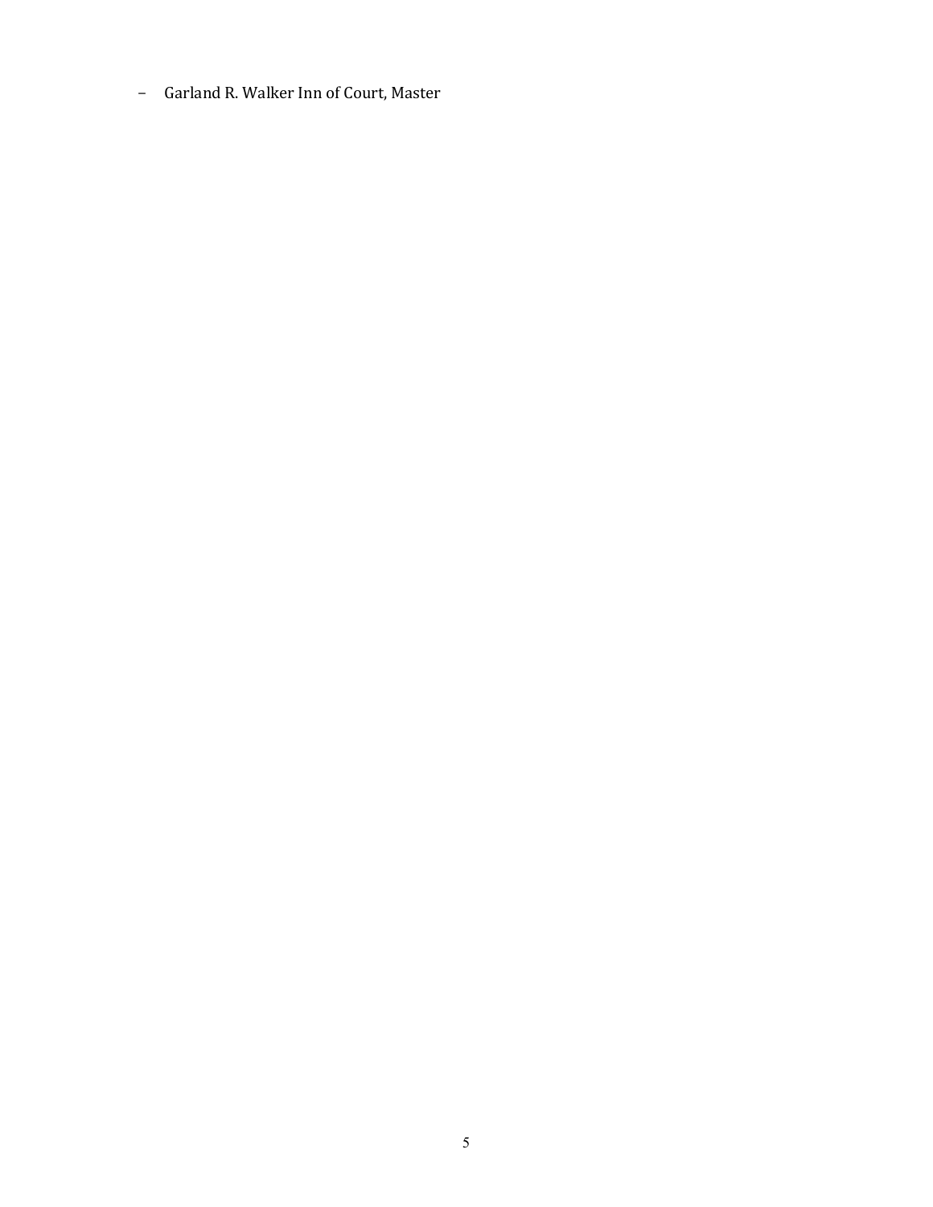- Garland R. Walker Inn of Court, Master